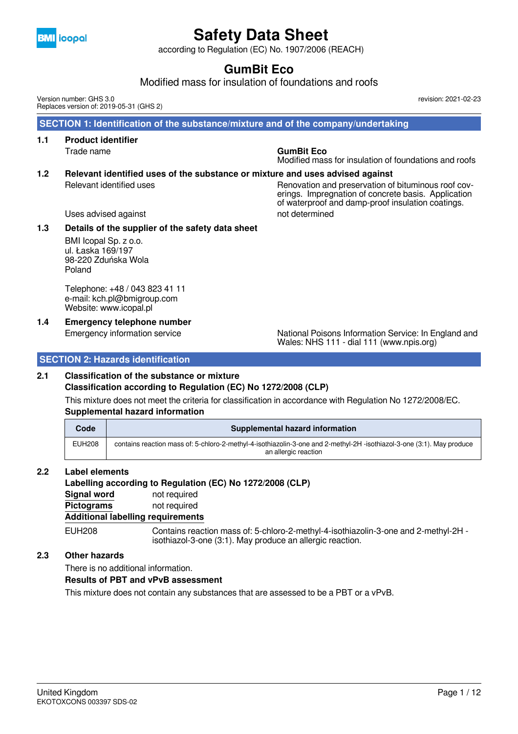# Safety Data Sheet

according to Regulation (EC) No. 1907/2006 (REACH)

## GumBit Eco

Modified mass for insulation of foundations and roofs

Version number: GHS 3.0
Replaces version of: 2019-05-31 (GHS 2)

revision: 2021-02-23

## SECTION 1: Identification of the substance/mixture and of the company/undertaking

### 1.1 Product identifier

Trade name

**GumBit Eco**
Modified mass for insulation of foundations and roofs

### 1.2 Relevant identified uses of the substance or mixture and uses advised against

Relevant identified uses: Renovation and preservation of bituminous roof coverings. Impregnation of concrete basis. Application of waterproof and damp-proof insulation coatings.

Uses advised against: not determined

### 1.3 Details of the supplier of the safety data sheet

BMI Icopal Sp. z o.o.
ul. Łaska 169/197
98-220 Zduńska Wola
Poland

Telephone: +48 / 043 823 41 11
e-mail: kch.pl@bmigroup.com
Website: www.icopal.pl

### 1.4 Emergency telephone number

Emergency information service: National Poisons Information Service: In England and Wales: NHS 111 - dial 111 (www.npis.org)

## SECTION 2: Hazards identification

### 2.1 Classification of the substance or mixture

**Classification according to Regulation (EC) No 1272/2008 (CLP)**

This mixture does not meet the criteria for classification in accordance with Regulation No 1272/2008/EC.

**Supplemental hazard information**

| Code | Supplemental hazard information |
|---|---|
| EUH208 | contains reaction mass of: 5-chloro-2-methyl-4-isothiazolin-3-one and 2-methyl-2H -isothiazol-3-one (3:1). May produce an allergic reaction |

### 2.2 Label elements

**Labelling according to Regulation (EC) No 1272/2008 (CLP)**

**Signal word** not required

**Pictograms** not required

**Additional labelling requirements**

EUH208 Contains reaction mass of: 5-chloro-2-methyl-4-isothiazolin-3-one and 2-methyl-2H -isothiazol-3-one (3:1). May produce an allergic reaction.

### 2.3 Other hazards

There is no additional information.

**Results of PBT and vPvB assessment**

This mixture does not contain any substances that are assessed to be a PBT or a vPvB.

United Kingdom
EKOTOXCONS 003397 SDS-02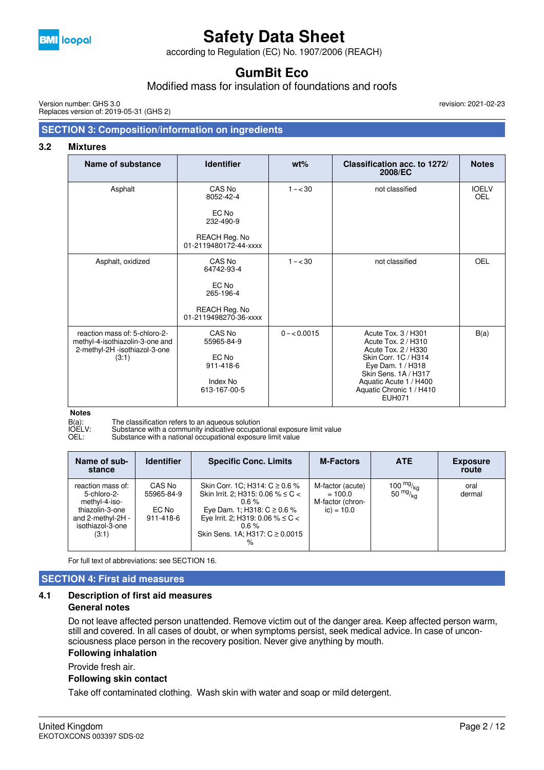## SECTION 3: Composition/information on ingredients

### 3.2 Mixtures

| Name of substance | Identifier | wt% | Classification acc. to 1272/2008/EC | Notes |
|---|---|---|---|---|
| Asphalt | CAS No 8052-42-4<br><br>EC No 232-490-9<br><br>REACH Reg. No 01-2119480172-44-xxxx | 1 – < 30 | not classified | IOELV OEL |
| Asphalt, oxidized | CAS No 64742-93-4<br><br>EC No 265-196-4<br><br>REACH Reg. No 01-2119498270-36-xxxx | 1 – < 30 | not classified | OEL |
| reaction mass of: 5-chloro-2-methyl-4-isothiazolin-3-one and 2-methyl-2H -isothiazol-3-one (3:1) | CAS No 55965-84-9<br><br>EC No 911-418-6<br><br>Index No 613-167-00-5 | 0 – < 0.0015 | Acute Tox. 3 / H301<br>Acute Tox. 2 / H310<br>Acute Tox. 2 / H330<br>Skin Corr. 1C / H314<br>Eye Dam. 1 / H318<br>Skin Sens. 1A / H317<br>Aquatic Acute 1 / H400<br>Aquatic Chronic 1 / H410<br>EUH071 | B(a) |

**Notes**

B(a): The classification refers to an aqueous solution
IOELV: Substance with a community indicative occupational exposure limit value
OEL: Substance with a national occupational exposure limit value

| Name of substance | Identifier | Specific Conc. Limits | M-Factors | ATE | Exposure route |
|---|---|---|---|---|---|
| reaction mass of: 5-chloro-2-methyl-4-isothiazolin-3-one and 2-methyl-2H - isothiazol-3-one (3:1) | CAS No 55965-84-9<br><br>EC No 911-418-6 | Skin Corr. 1C; H314: C ≥ 0.6 %<br>Skin Irrit. 2; H315: 0.06 % ≤ C < 0.6 %<br>Eye Dam. 1; H318: C ≥ 0.6 %<br>Eye Irrit. 2; H319: 0.06 % ≤ C < 0.6 %<br>Skin Sens. 1A; H317: C ≥ 0.0015 % | M-factor (acute) = 100.0<br>M-factor (chronic) = 10.0 | 100 $^{mg}/_{kg}$<br>50 $^{mg}/_{kg}$ | oral<br>dermal |

For full text of abbreviations: see SECTION 16.

## SECTION 4: First aid measures

### 4.1 Description of first aid measures

**General notes**

Do not leave affected person unattended. Remove victim out of the danger area. Keep affected person warm, still and covered. In all cases of doubt, or when symptoms persist, seek medical advice. In case of unconsciousness place person in the recovery position. Never give anything by mouth.

**Following inhalation**

Provide fresh air.

**Following skin contact**

Take off contaminated clothing. Wash skin with water and soap or mild detergent.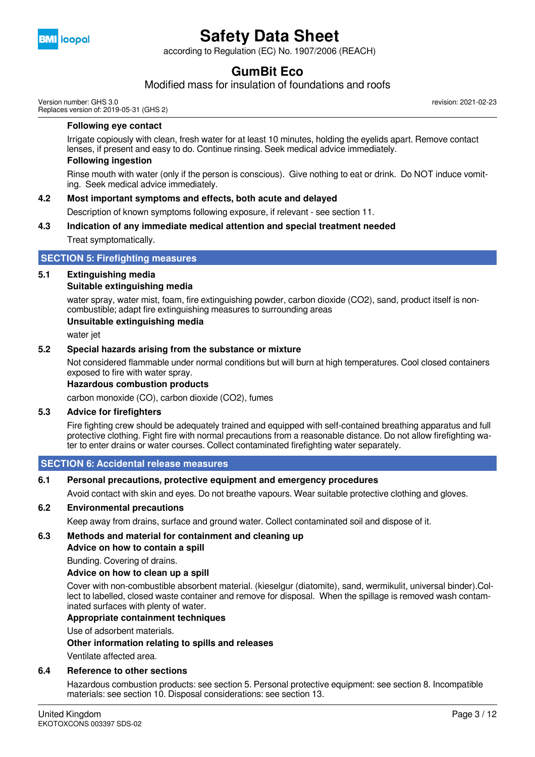**Following eye contact**

Irrigate copiously with clean, fresh water for at least 10 minutes, holding the eyelids apart. Remove contact lenses, if present and easy to do. Continue rinsing. Seek medical advice immediately.

**Following ingestion**

Rinse mouth with water (only if the person is conscious). Give nothing to eat or drink. Do NOT induce vomiting. Seek medical advice immediately.

### 4.2 Most important symptoms and effects, both acute and delayed

Description of known symptoms following exposure, if relevant - see section 11.

### 4.3 Indication of any immediate medical attention and special treatment needed

Treat symptomatically.

## SECTION 5: Firefighting measures

### 5.1 Extinguishing media

**Suitable extinguishing media**

water spray, water mist, foam, fire extinguishing powder, carbon dioxide ($CO_2$), sand, product itself is non-combustible; adapt fire extinguishing measures to surrounding areas

**Unsuitable extinguishing media**

water jet

### 5.2 Special hazards arising from the substance or mixture

Not considered flammable under normal conditions but will burn at high temperatures. Cool closed containers exposed to fire with water spray.

**Hazardous combustion products**

carbon monoxide (CO), carbon dioxide ($CO_2$), fumes

### 5.3 Advice for firefighters

Fire fighting crew should be adequately trained and equipped with self-contained breathing apparatus and full protective clothing. Fight fire with normal precautions from a reasonable distance. Do not allow firefighting water to enter drains or water courses. Collect contaminated firefighting water separately.

## SECTION 6: Accidental release measures

### 6.1 Personal precautions, protective equipment and emergency procedures

Avoid contact with skin and eyes. Do not breathe vapours. Wear suitable protective clothing and gloves.

### 6.2 Environmental precautions

Keep away from drains, surface and ground water. Collect contaminated soil and dispose of it.

### 6.3 Methods and material for containment and cleaning up

**Advice on how to contain a spill**

Bunding. Covering of drains.

**Advice on how to clean up a spill**

Cover with non-combustible absorbent material. (kieselgur (diatomite), sand, wermikulit, universal binder).Collect to labelled, closed waste container and remove for disposal. When the spillage is removed wash contaminated surfaces with plenty of water.

**Appropriate containment techniques**

Use of adsorbent materials.

**Other information relating to spills and releases**

Ventilate affected area.

### 6.4 Reference to other sections

Hazardous combustion products: see section 5. Personal protective equipment: see section 8. Incompatible materials: see section 10. Disposal considerations: see section 13.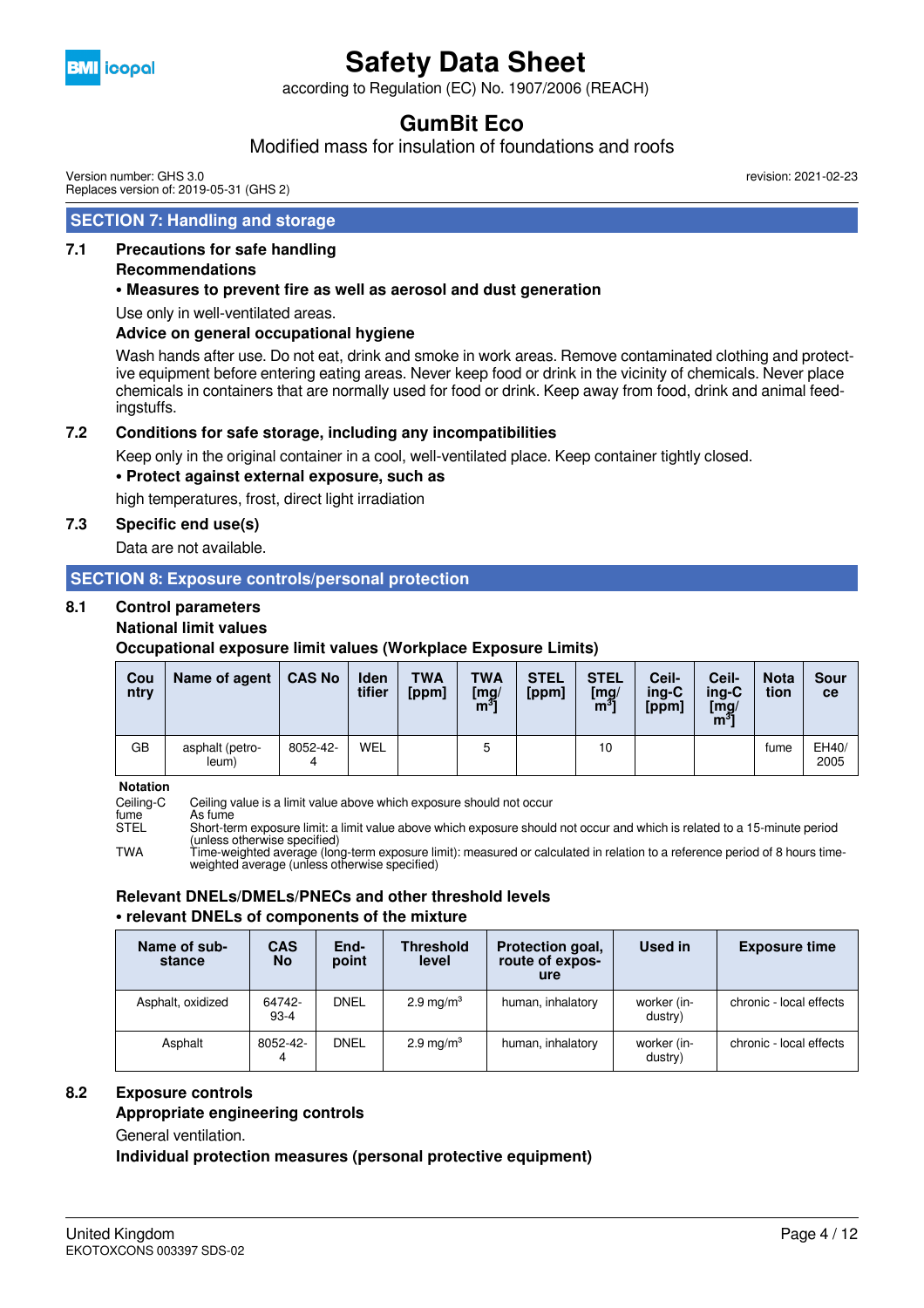## SECTION 7: Handling and storage

**7.1 Precautions for safe handling**

**Recommendations**

**• Measures to prevent fire as well as aerosol and dust generation**

Use only in well-ventilated areas.

**Advice on general occupational hygiene**

Wash hands after use. Do not eat, drink and smoke in work areas. Remove contaminated clothing and protective equipment before entering eating areas. Never keep food or drink in the vicinity of chemicals. Never place chemicals in containers that are normally used for food or drink. Keep away from food, drink and animal feedingstuffs.

**7.2 Conditions for safe storage, including any incompatibilities**

Keep only in the original container in a cool, well-ventilated place. Keep container tightly closed.

**• Protect against external exposure, such as**

high temperatures, frost, direct light irradiation

**7.3 Specific end use(s)**

Data are not available.

## SECTION 8: Exposure controls/personal protection

**8.1 Control parameters**

**National limit values**

**Occupational exposure limit values (Workplace Exposure Limits)**

| Country | Name of agent | CAS No | Identifier | TWA [ppm] | TWA [mg/m³] | STEL [ppm] | STEL [mg/m³] | Ceiling-C [ppm] | Ceiling-C [mg/m³] | Notation | Source |
|---|---|---|---|---|---|---|---|---|---|---|---|
| GB | asphalt (petroleum) | 8052-42-4 | WEL | | 5 | | 10 | | | fume | EH40/2005 |

**Notation**

Ceiling-C Ceiling value is a limit value above which exposure should not occur
fume As fume
STEL Short-term exposure limit: a limit value above which exposure should not occur and which is related to a 15-minute period (unless otherwise specified)
TWA Time-weighted average (long-term exposure limit): measured or calculated in relation to a reference period of 8 hours time-weighted average (unless otherwise specified)

**Relevant DNELs/DMELs/PNECs and other threshold levels**

**• relevant DNELs of components of the mixture**

| Name of substance | CAS No | Endpoint | Threshold level | Protection goal, route of exposure | Used in | Exposure time |
|---|---|---|---|---|---|---|
| Asphalt, oxidized | 64742-93-4 | DNEL | 2.9 mg/m³ | human, inhalatory | worker (industry) | chronic - local effects |
| Asphalt | 8052-42-4 | DNEL | 2.9 mg/m³ | human, inhalatory | worker (industry) | chronic - local effects |

**8.2 Exposure controls**

**Appropriate engineering controls**

General ventilation.

**Individual protection measures (personal protective equipment)**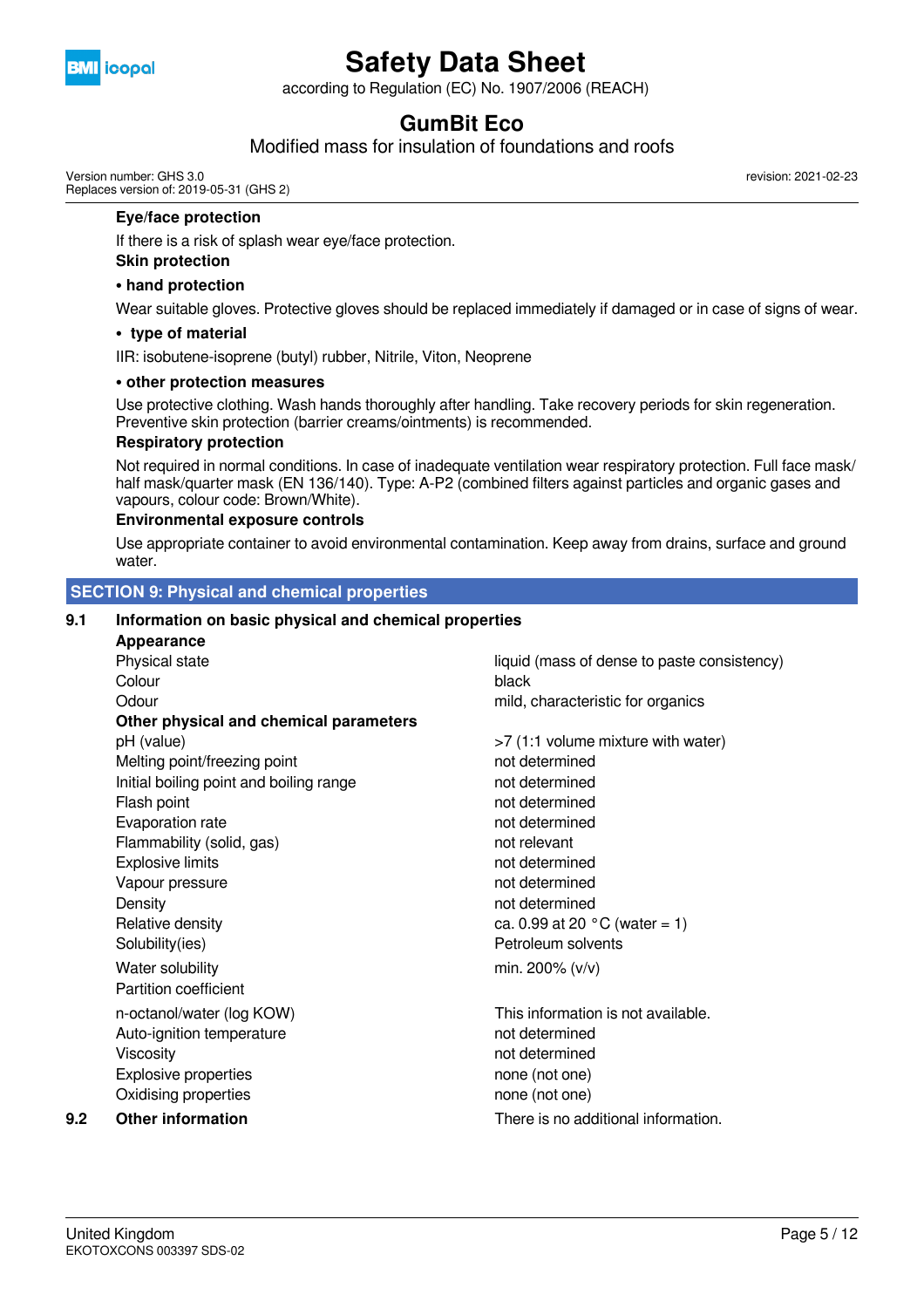**Eye/face protection**

If there is a risk of splash wear eye/face protection.

**Skin protection**

**• hand protection**

Wear suitable gloves. Protective gloves should be replaced immediately if damaged or in case of signs of wear.

**• type of material**

IIR: isobutene-isoprene (butyl) rubber, Nitrile, Viton, Neoprene

**• other protection measures**

Use protective clothing. Wash hands thoroughly after handling. Take recovery periods for skin regeneration. Preventive skin protection (barrier creams/ointments) is recommended.

**Respiratory protection**

Not required in normal conditions. In case of inadequate ventilation wear respiratory protection. Full face mask/half mask/quarter mask (EN 136/140). Type: A-P2 (combined filters against particles and organic gases and vapours, colour code: Brown/White).

**Environmental exposure controls**

Use appropriate container to avoid environmental contamination. Keep away from drains, surface and ground water.

## SECTION 9: Physical and chemical properties

### 9.1 Information on basic physical and chemical properties

**Appearance**

| | |
|---|---|
| Physical state | liquid (mass of dense to paste consistency) |
| Colour | black |
| Odour | mild, characteristic for organics |

**Other physical and chemical parameters**

| | |
|---|---|
| pH (value) | >7 (1:1 volume mixture with water) |
| Melting point/freezing point | not determined |
| Initial boiling point and boiling range | not determined |
| Flash point | not determined |
| Evaporation rate | not determined |
| Flammability (solid, gas) | not relevant |
| Explosive limits | not determined |
| Vapour pressure | not determined |
| Density | not determined |
| Relative density | ca. 0.99 at 20 °C (water = 1) |
| Solubility(ies) | Petroleum solvents |
| Water solubility | min. 200% (v/v) |
| Partition coefficient | |
| n-octanol/water (log KOW) | This information is not available. |
| Auto-ignition temperature | not determined |
| Viscosity | not determined |
| Explosive properties | none (not one) |
| Oxidising properties | none (not one) |

### 9.2 Other information

There is no additional information.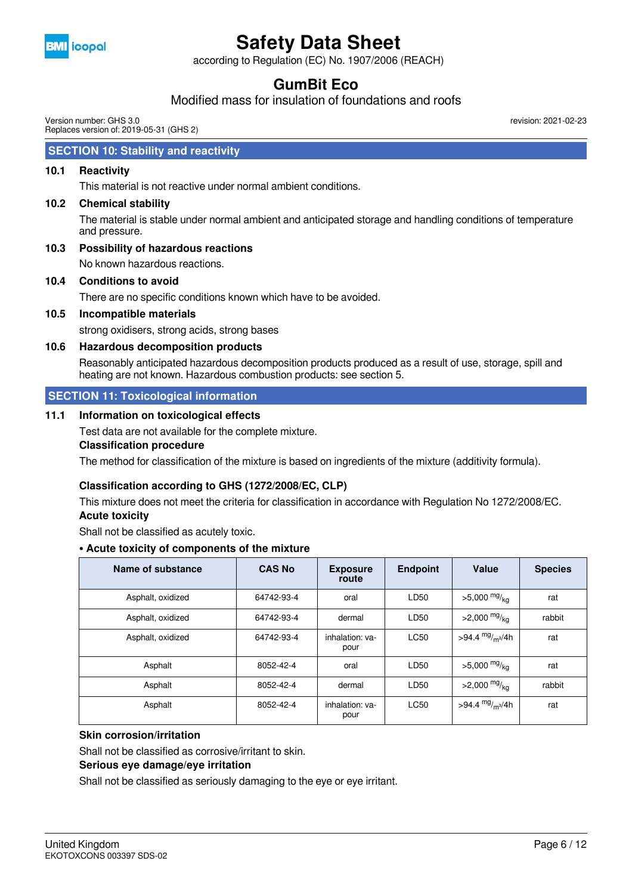## SECTION 10: Stability and reactivity

### 10.1 Reactivity

This material is not reactive under normal ambient conditions.

### 10.2 Chemical stability

The material is stable under normal ambient and anticipated storage and handling conditions of temperature and pressure.

### 10.3 Possibility of hazardous reactions

No known hazardous reactions.

### 10.4 Conditions to avoid

There are no specific conditions known which have to be avoided.

### 10.5 Incompatible materials

strong oxidisers, strong acids, strong bases

### 10.6 Hazardous decomposition products

Reasonably anticipated hazardous decomposition products produced as a result of use, storage, spill and heating are not known. Hazardous combustion products: see section 5.

## SECTION 11: Toxicological information

### 11.1 Information on toxicological effects

Test data are not available for the complete mixture.

**Classification procedure**

The method for classification of the mixture is based on ingredients of the mixture (additivity formula).

**Classification according to GHS (1272/2008/EC, CLP)**

This mixture does not meet the criteria for classification in accordance with Regulation No 1272/2008/EC.

**Acute toxicity**

Shall not be classified as acutely toxic.

**• Acute toxicity of components of the mixture**

| Name of substance | CAS No | Exposure route | Endpoint | Value | Species |
|---|---|---|---|---|---|
| Asphalt, oxidized | 64742-93-4 | oral | LD50 | >5,000 mg/kg | rat |
| Asphalt, oxidized | 64742-93-4 | dermal | LD50 | >2,000 mg/kg | rabbit |
| Asphalt, oxidized | 64742-93-4 | inhalation: vapour | LC50 | >94.4 mg/m³/4h | rat |
| Asphalt | 8052-42-4 | oral | LD50 | >5,000 mg/kg | rat |
| Asphalt | 8052-42-4 | dermal | LD50 | >2,000 mg/kg | rabbit |
| Asphalt | 8052-42-4 | inhalation: vapour | LC50 | >94.4 mg/m³/4h | rat |

**Skin corrosion/irritation**

Shall not be classified as corrosive/irritant to skin.

**Serious eye damage/eye irritation**

Shall not be classified as seriously damaging to the eye or eye irritant.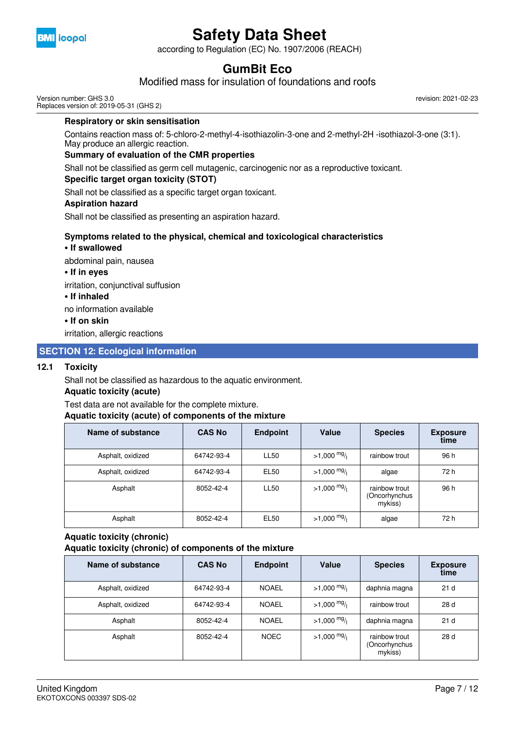**Respiratory or skin sensitisation**

Contains reaction mass of: 5-chloro-2-methyl-4-isothiazolin-3-one and 2-methyl-2H -isothiazol-3-one (3:1). May produce an allergic reaction.

**Summary of evaluation of the CMR properties**

Shall not be classified as germ cell mutagenic, carcinogenic nor as a reproductive toxicant.

**Specific target organ toxicity (STOT)**

Shall not be classified as a specific target organ toxicant.

**Aspiration hazard**

Shall not be classified as presenting an aspiration hazard.

**Symptoms related to the physical, chemical and toxicological characteristics**

**• If swallowed**

abdominal pain, nausea

**• If in eyes**

irritation, conjunctival suffusion

**• If inhaled**

no information available

**• If on skin**

irritation, allergic reactions

## SECTION 12: Ecological information

### 12.1 Toxicity

Shall not be classified as hazardous to the aquatic environment.

**Aquatic toxicity (acute)**

Test data are not available for the complete mixture.

**Aquatic toxicity (acute) of components of the mixture**

| Name of substance | CAS No | Endpoint | Value | Species | Exposure time |
|---|---|---|---|---|---|
| Asphalt, oxidized | 64742-93-4 | LL50 | >1,000 $^{mg}/_{l}$ | rainbow trout | 96 h |
| Asphalt, oxidized | 64742-93-4 | EL50 | >1,000 $^{mg}/_{l}$ | algae | 72 h |
| Asphalt | 8052-42-4 | LL50 | >1,000 $^{mg}/_{l}$ | rainbow trout (Oncorhynchus mykiss) | 96 h |
| Asphalt | 8052-42-4 | EL50 | >1,000 $^{mg}/_{l}$ | algae | 72 h |

**Aquatic toxicity (chronic)**

**Aquatic toxicity (chronic) of components of the mixture**

| Name of substance | CAS No | Endpoint | Value | Species | Exposure time |
|---|---|---|---|---|---|
| Asphalt, oxidized | 64742-93-4 | NOAEL | >1,000 $^{mg}/_{l}$ | daphnia magna | 21 d |
| Asphalt, oxidized | 64742-93-4 | NOAEL | >1,000 $^{mg}/_{l}$ | rainbow trout | 28 d |
| Asphalt | 8052-42-4 | NOAEL | >1,000 $^{mg}/_{l}$ | daphnia magna | 21 d |
| Asphalt | 8052-42-4 | NOEC | >1,000 $^{mg}/_{l}$ | rainbow trout (Oncorhynchus mykiss) | 28 d |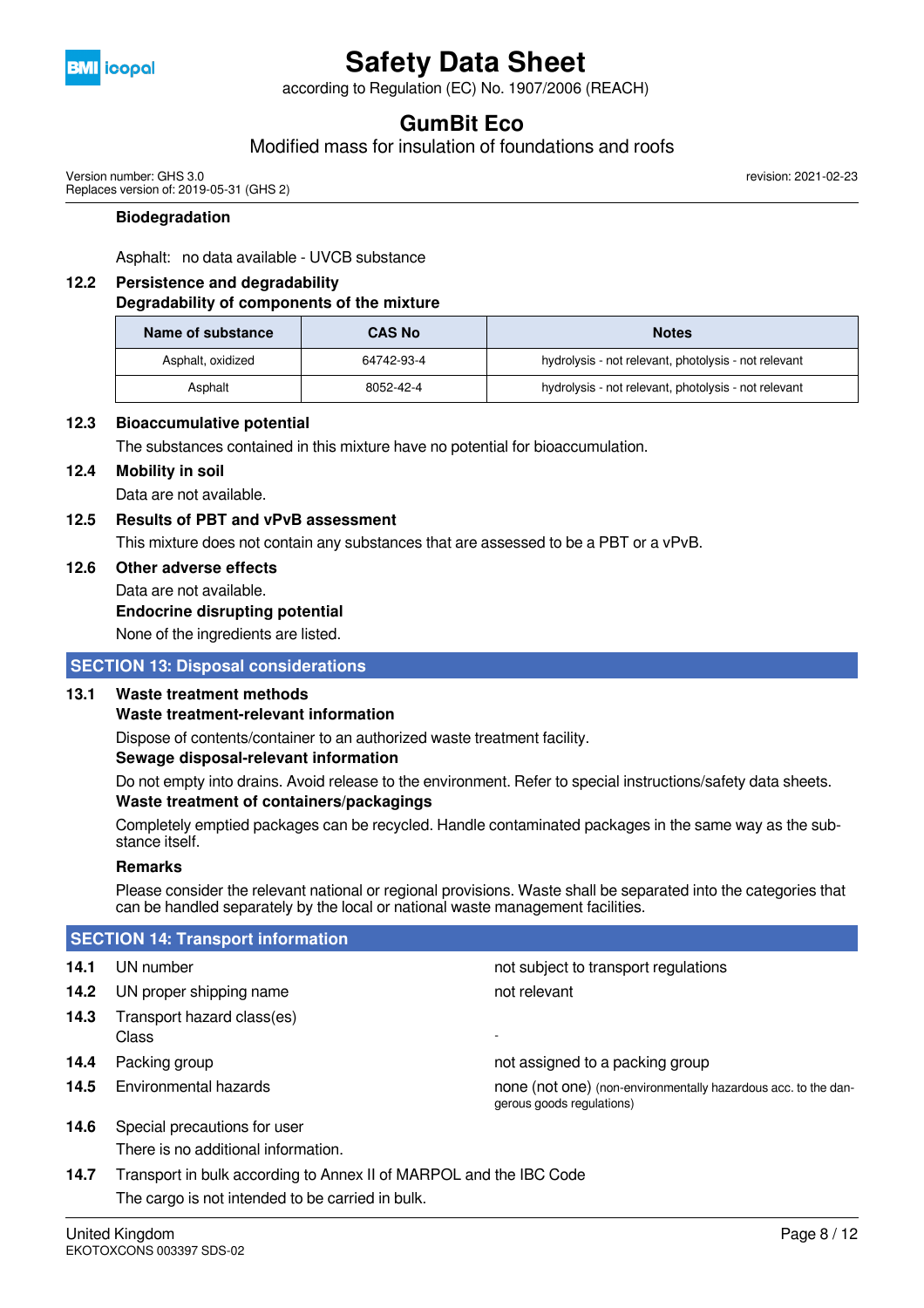**Biodegradation**

Asphalt: no data available - UVCB substance

### 12.2 Persistence and degradability

**Degradability of components of the mixture**

| Name of substance | CAS No | Notes |
|---|---|---|
| Asphalt, oxidized | 64742-93-4 | hydrolysis - not relevant, photolysis - not relevant |
| Asphalt | 8052-42-4 | hydrolysis - not relevant, photolysis - not relevant |

### 12.3 Bioaccumulative potential

The substances contained in this mixture have no potential for bioaccumulation.

### 12.4 Mobility in soil

Data are not available.

### 12.5 Results of PBT and vPvB assessment

This mixture does not contain any substances that are assessed to be a PBT or a vPvB.

### 12.6 Other adverse effects

Data are not available.

**Endocrine disrupting potential**

None of the ingredients are listed.

## SECTION 13: Disposal considerations

### 13.1 Waste treatment methods

**Waste treatment-relevant information**

Dispose of contents/container to an authorized waste treatment facility.

**Sewage disposal-relevant information**

Do not empty into drains. Avoid release to the environment. Refer to special instructions/safety data sheets.

**Waste treatment of containers/packagings**

Completely emptied packages can be recycled. Handle contaminated packages in the same way as the substance itself.

**Remarks**

Please consider the relevant national or regional provisions. Waste shall be separated into the categories that can be handled separately by the local or national waste management facilities.

## SECTION 14: Transport information

**14.1** UN number: not subject to transport regulations

**14.2** UN proper shipping name: not relevant

**14.3** Transport hazard class(es)
Class: -

**14.4** Packing group: not assigned to a packing group

**14.5** Environmental hazards: none (not one) (non-environmentally hazardous acc. to the dangerous goods regulations)

**14.6** Special precautions for user

There is no additional information.

**14.7** Transport in bulk according to Annex II of MARPOL and the IBC Code

The cargo is not intended to be carried in bulk.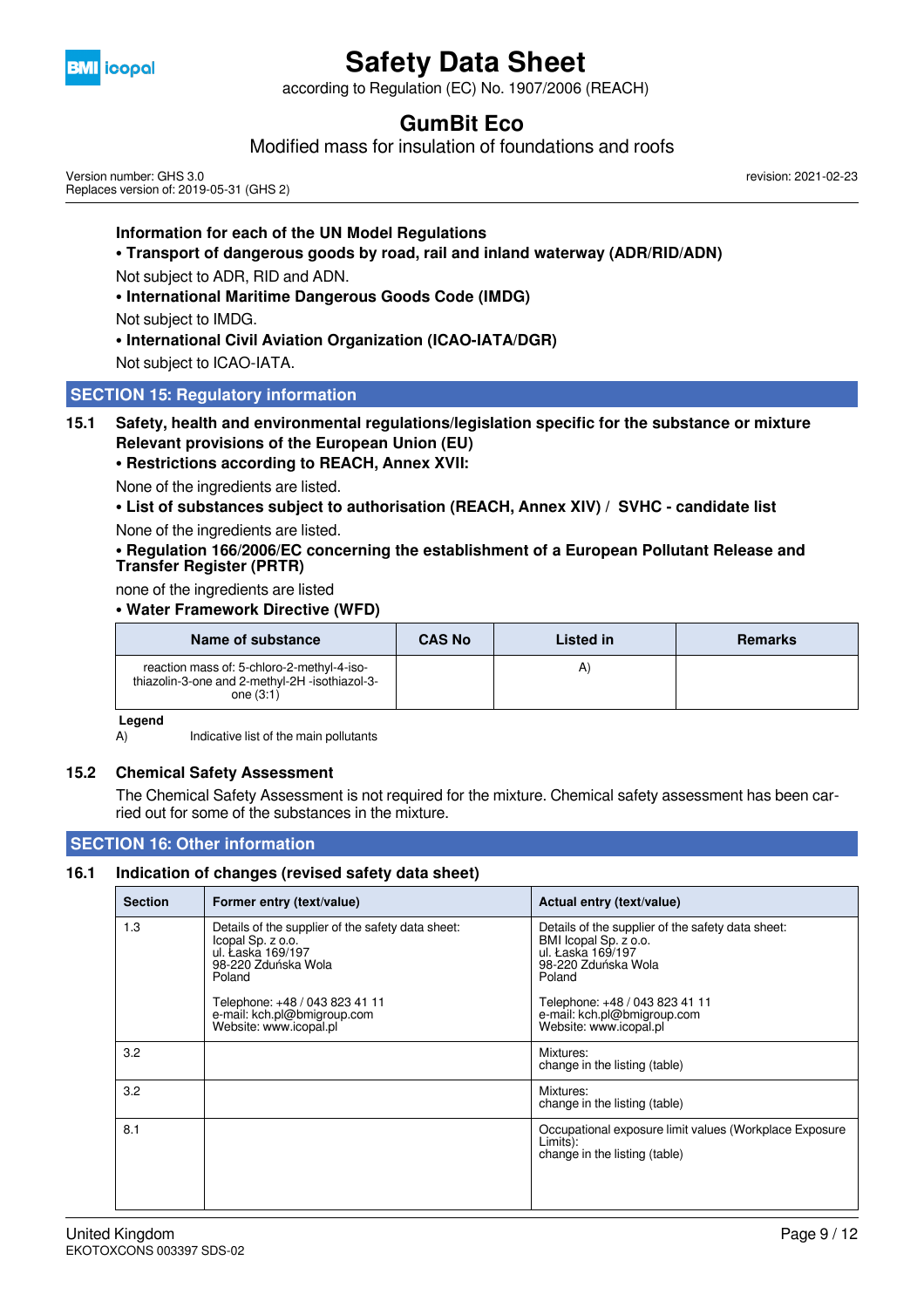**Information for each of the UN Model Regulations**

**• Transport of dangerous goods by road, rail and inland waterway (ADR/RID/ADN)**

Not subject to ADR, RID and ADN.

**• International Maritime Dangerous Goods Code (IMDG)**

Not subject to IMDG.

**• International Civil Aviation Organization (ICAO-IATA/DGR)**

Not subject to ICAO-IATA.

## SECTION 15: Regulatory information

### 15.1 Safety, health and environmental regulations/legislation specific for the substance or mixture

**Relevant provisions of the European Union (EU)**

**• Restrictions according to REACH, Annex XVII:**

None of the ingredients are listed.

**• List of substances subject to authorisation (REACH, Annex XIV) / SVHC - candidate list**

None of the ingredients are listed.

**• Regulation 166/2006/EC concerning the establishment of a European Pollutant Release and Transfer Register (PRTR)**

none of the ingredients are listed

**• Water Framework Directive (WFD)**

| Name of substance | CAS No | Listed in | Remarks |
|---|---|---|---|
| reaction mass of: 5-chloro-2-methyl-4-iso-thiazolin-3-one and 2-methyl-2H -isothiazol-3-one (3:1) | | A) | |

**Legend**

A) Indicative list of the main pollutants

### 15.2 Chemical Safety Assessment

The Chemical Safety Assessment is not required for the mixture. Chemical safety assessment has been carried out for some of the substances in the mixture.

## SECTION 16: Other information

### 16.1 Indication of changes (revised safety data sheet)

| Section | Former entry (text/value) | Actual entry (text/value) |
|---|---|---|
| 1.3 | Details of the supplier of the safety data sheet: Icopal Sp. z o.o. ul. Łaska 169/197 98-220 Zduńska Wola Poland<br><br>Telephone: +48 / 043 823 41 11 e-mail: kch.pl@bmigroup.com Website: www.icopal.pl | Details of the supplier of the safety data sheet: BMI Icopal Sp. z o.o. ul. Łaska 169/197 98-220 Zduńska Wola Poland<br><br>Telephone: +48 / 043 823 41 11 e-mail: kch.pl@bmigroup.com Website: www.icopal.pl |
| 3.2 | | Mixtures: change in the listing (table) |
| 3.2 | | Mixtures: change in the listing (table) |
| 8.1 | | Occupational exposure limit values (Workplace Exposure Limits): change in the listing (table) |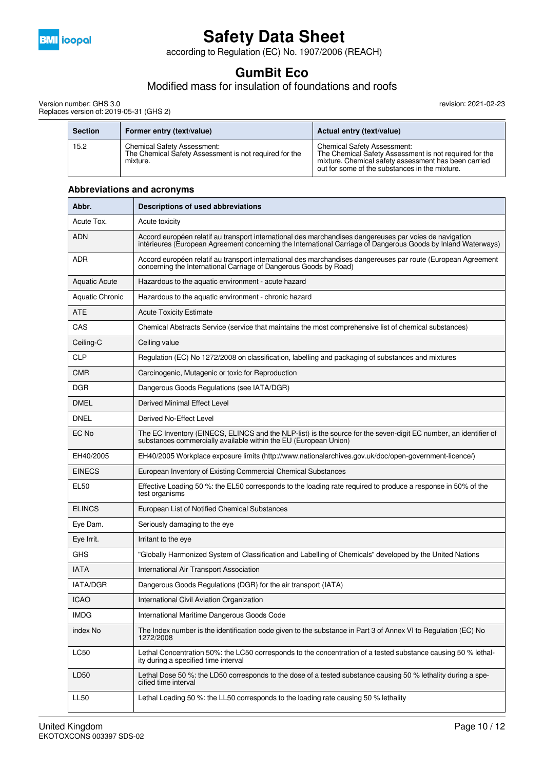| Section | Former entry (text/value) | Actual entry (text/value) |
|---|---|---|
| 15.2 | Chemical Safety Assessment:<br>The Chemical Safety Assessment is not required for the mixture. | Chemical Safety Assessment:<br>The Chemical Safety Assessment is not required for the mixture. Chemical safety assessment has been carried out for some of the substances in the mixture. |

### Abbreviations and acronyms

| Abbr. | Descriptions of used abbreviations |
|---|---|
| Acute Tox. | Acute toxicity |
| ADN | Accord européen relatif au transport international des marchandises dangereuses par voies de navigation intérieures (European Agreement concerning the International Carriage of Dangerous Goods by Inland Waterways) |
| ADR | Accord européen relatif au transport international des marchandises dangereuses par route (European Agreement concerning the International Carriage of Dangerous Goods by Road) |
| Aquatic Acute | Hazardous to the aquatic environment - acute hazard |
| Aquatic Chronic | Hazardous to the aquatic environment - chronic hazard |
| ATE | Acute Toxicity Estimate |
| CAS | Chemical Abstracts Service (service that maintains the most comprehensive list of chemical substances) |
| Ceiling-C | Ceiling value |
| CLP | Regulation (EC) No 1272/2008 on classification, labelling and packaging of substances and mixtures |
| CMR | Carcinogenic, Mutagenic or toxic for Reproduction |
| DGR | Dangerous Goods Regulations (see IATA/DGR) |
| DMEL | Derived Minimal Effect Level |
| DNEL | Derived No-Effect Level |
| EC No | The EC Inventory (EINECS, ELINCS and the NLP-list) is the source for the seven-digit EC number, an identifier of substances commercially available within the EU (European Union) |
| EH40/2005 | EH40/2005 Workplace exposure limits (http://www.nationalarchives.gov.uk/doc/open-government-licence/) |
| EINECS | European Inventory of Existing Commercial Chemical Substances |
| EL50 | Effective Loading 50 %: the EL50 corresponds to the loading rate required to produce a response in 50% of the test organisms |
| ELINCS | European List of Notified Chemical Substances |
| Eye Dam. | Seriously damaging to the eye |
| Eye Irrit. | Irritant to the eye |
| GHS | "Globally Harmonized System of Classification and Labelling of Chemicals" developed by the United Nations |
| IATA | International Air Transport Association |
| IATA/DGR | Dangerous Goods Regulations (DGR) for the air transport (IATA) |
| ICAO | International Civil Aviation Organization |
| IMDG | International Maritime Dangerous Goods Code |
| index No | The Index number is the identification code given to the substance in Part 3 of Annex VI to Regulation (EC) No 1272/2008 |
| LC50 | Lethal Concentration 50%: the LC50 corresponds to the concentration of a tested substance causing 50 % lethality during a specified time interval |
| LD50 | Lethal Dose 50 %: the LD50 corresponds to the dose of a tested substance causing 50 % lethality during a specified time interval |
| LL50 | Lethal Loading 50 %: the LL50 corresponds to the loading rate causing 50 % lethality |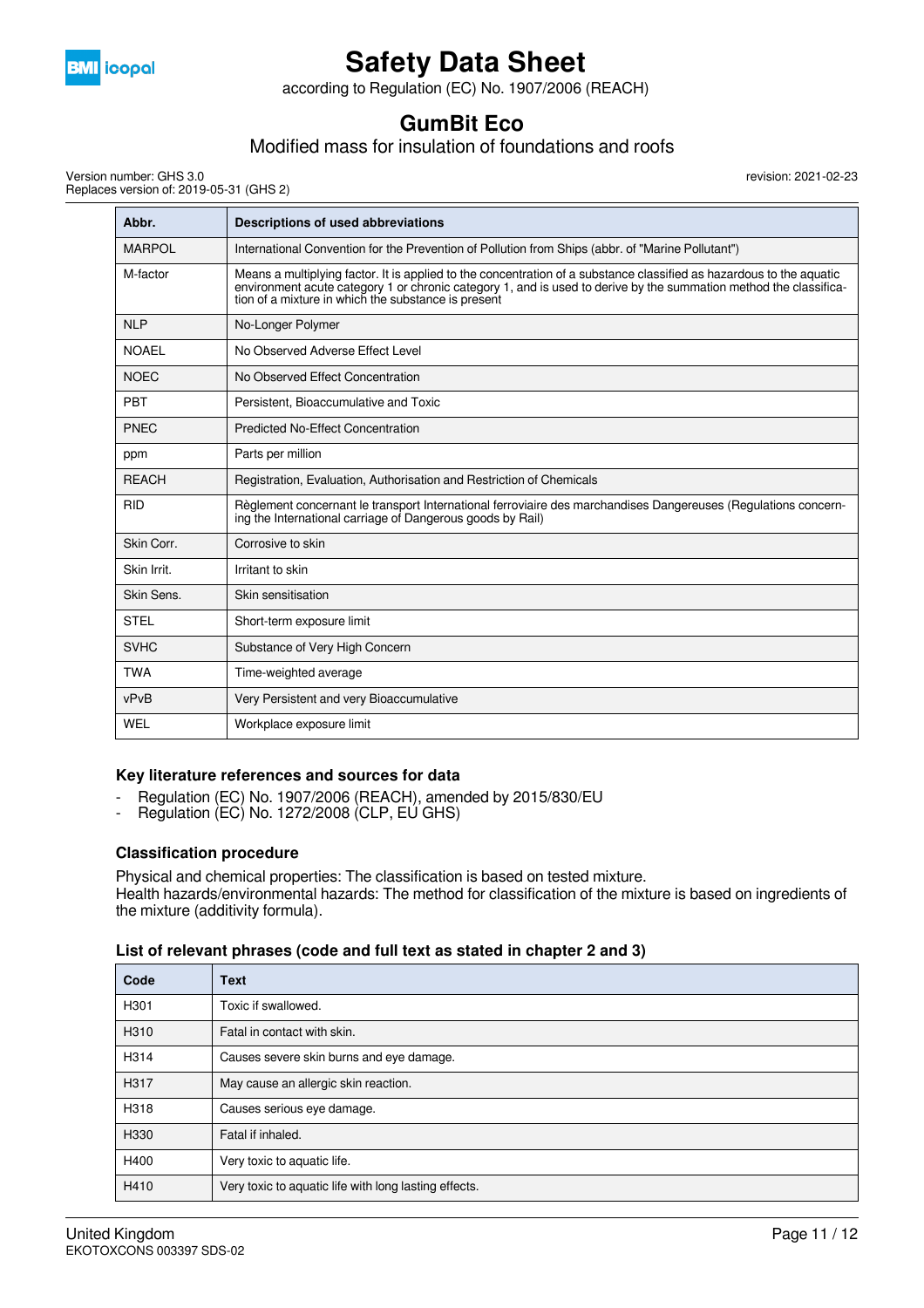| Abbr. | Descriptions of used abbreviations |
|---|---|
| MARPOL | International Convention for the Prevention of Pollution from Ships (abbr. of "Marine Pollutant") |
| M-factor | Means a multiplying factor. It is applied to the concentration of a substance classified as hazardous to the aquatic environment acute category 1 or chronic category 1, and is used to derive by the summation method the classification of a mixture in which the substance is present |
| NLP | No-Longer Polymer |
| NOAEL | No Observed Adverse Effect Level |
| NOEC | No Observed Effect Concentration |
| PBT | Persistent, Bioaccumulative and Toxic |
| PNEC | Predicted No-Effect Concentration |
| ppm | Parts per million |
| REACH | Registration, Evaluation, Authorisation and Restriction of Chemicals |
| RID | Règlement concernant le transport International ferroviaire des marchandises Dangereuses (Regulations concerning the International carriage of Dangerous goods by Rail) |
| Skin Corr. | Corrosive to skin |
| Skin Irrit. | Irritant to skin |
| Skin Sens. | Skin sensitisation |
| STEL | Short-term exposure limit |
| SVHC | Substance of Very High Concern |
| TWA | Time-weighted average |
| vPvB | Very Persistent and very Bioaccumulative |
| WEL | Workplace exposure limit |

### Key literature references and sources for data

- Regulation (EC) No. 1907/2006 (REACH), amended by 2015/830/EU
- Regulation (EC) No. 1272/2008 (CLP, EU GHS)

### Classification procedure

Physical and chemical properties: The classification is based on tested mixture.
Health hazards/environmental hazards: The method for classification of the mixture is based on ingredients of the mixture (additivity formula).

### List of relevant phrases (code and full text as stated in chapter 2 and 3)

| Code | Text |
|---|---|
| H301 | Toxic if swallowed. |
| H310 | Fatal in contact with skin. |
| H314 | Causes severe skin burns and eye damage. |
| H317 | May cause an allergic skin reaction. |
| H318 | Causes serious eye damage. |
| H330 | Fatal if inhaled. |
| H400 | Very toxic to aquatic life. |
| H410 | Very toxic to aquatic life with long lasting effects. |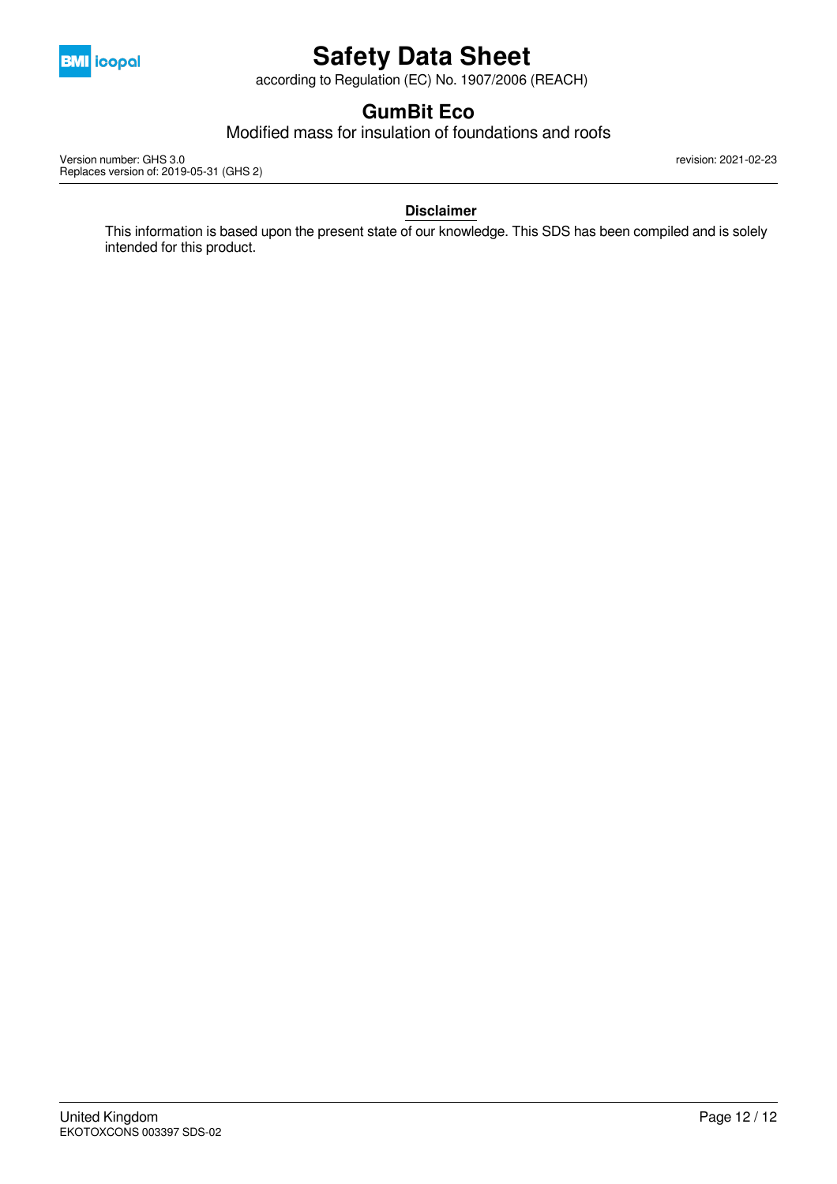## Disclaimer

This information is based upon the present state of our knowledge. This SDS has been compiled and is solely intended for this product.